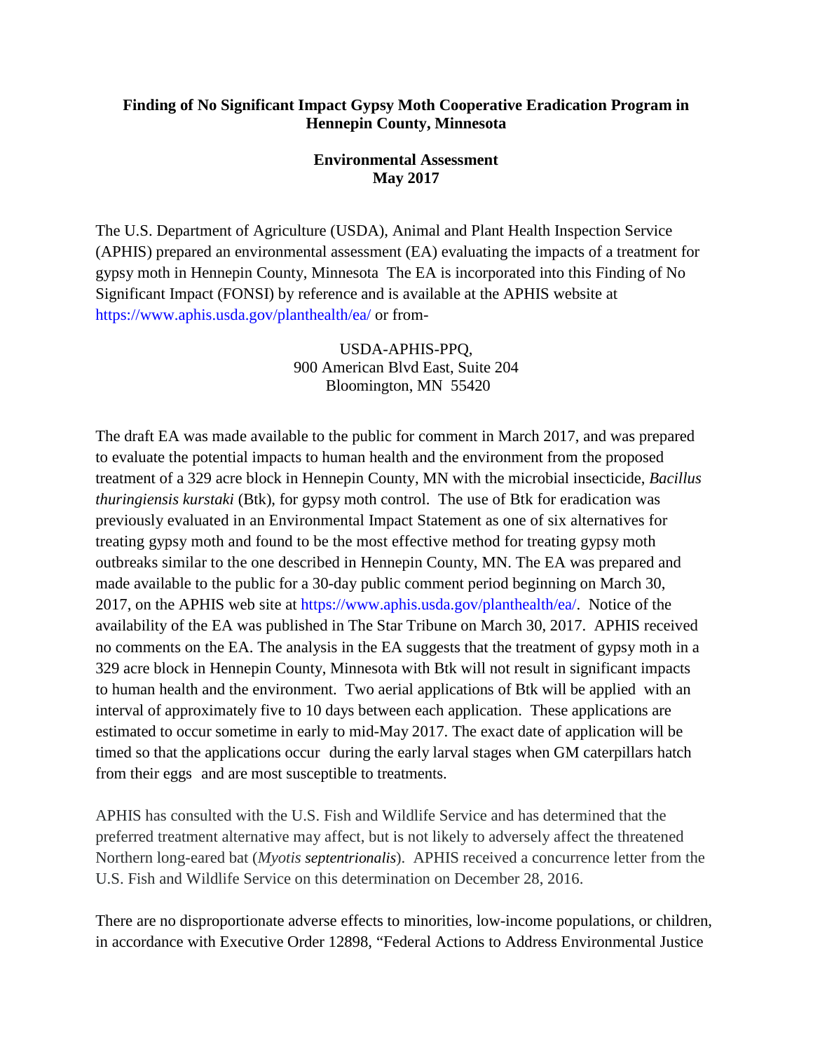**Finding of No Significant Impact Gypsy Moth Cooperative Eradication Program in Hennepin County, Minnesota**

**Environmental Assessment**
**May 2017**

The U.S. Department of Agriculture (USDA), Animal and Plant Health Inspection Service (APHIS) prepared an environmental assessment (EA) evaluating the impacts of a treatment for gypsy moth in Hennepin County, Minnesota The EA is incorporated into this Finding of No Significant Impact (FONSI) by reference and is available at the APHIS website at https://www.aphis.usda.gov/planthealth/ea/ or from-

USDA-APHIS-PPQ,
900 American Blvd East, Suite 204
Bloomington, MN 55420

The draft EA was made available to the public for comment in March 2017, and was prepared to evaluate the potential impacts to human health and the environment from the proposed treatment of a 329 acre block in Hennepin County, MN with the microbial insecticide, *Bacillus thuringiensis kurstaki* (Btk), for gypsy moth control. The use of Btk for eradication was previously evaluated in an Environmental Impact Statement as one of six alternatives for treating gypsy moth and found to be the most effective method for treating gypsy moth outbreaks similar to the one described in Hennepin County, MN. The EA was prepared and made available to the public for a 30-day public comment period beginning on March 30, 2017, on the APHIS web site at https://www.aphis.usda.gov/planthealth/ea/. Notice of the availability of the EA was published in The Star Tribune on March 30, 2017. APHIS received no comments on the EA. The analysis in the EA suggests that the treatment of gypsy moth in a 329 acre block in Hennepin County, Minnesota with Btk will not result in significant impacts to human health and the environment. Two aerial applications of Btk will be applied with an interval of approximately five to 10 days between each application. These applications are estimated to occur sometime in early to mid-May 2017. The exact date of application will be timed so that the applications occur during the early larval stages when GM caterpillars hatch from their eggs and are most susceptible to treatments.

APHIS has consulted with the U.S. Fish and Wildlife Service and has determined that the preferred treatment alternative may affect, but is not likely to adversely affect the threatened Northern long-eared bat (*Myotis septentrionalis*). APHIS received a concurrence letter from the U.S. Fish and Wildlife Service on this determination on December 28, 2016.

There are no disproportionate adverse effects to minorities, low-income populations, or children, in accordance with Executive Order 12898, "Federal Actions to Address Environmental Justice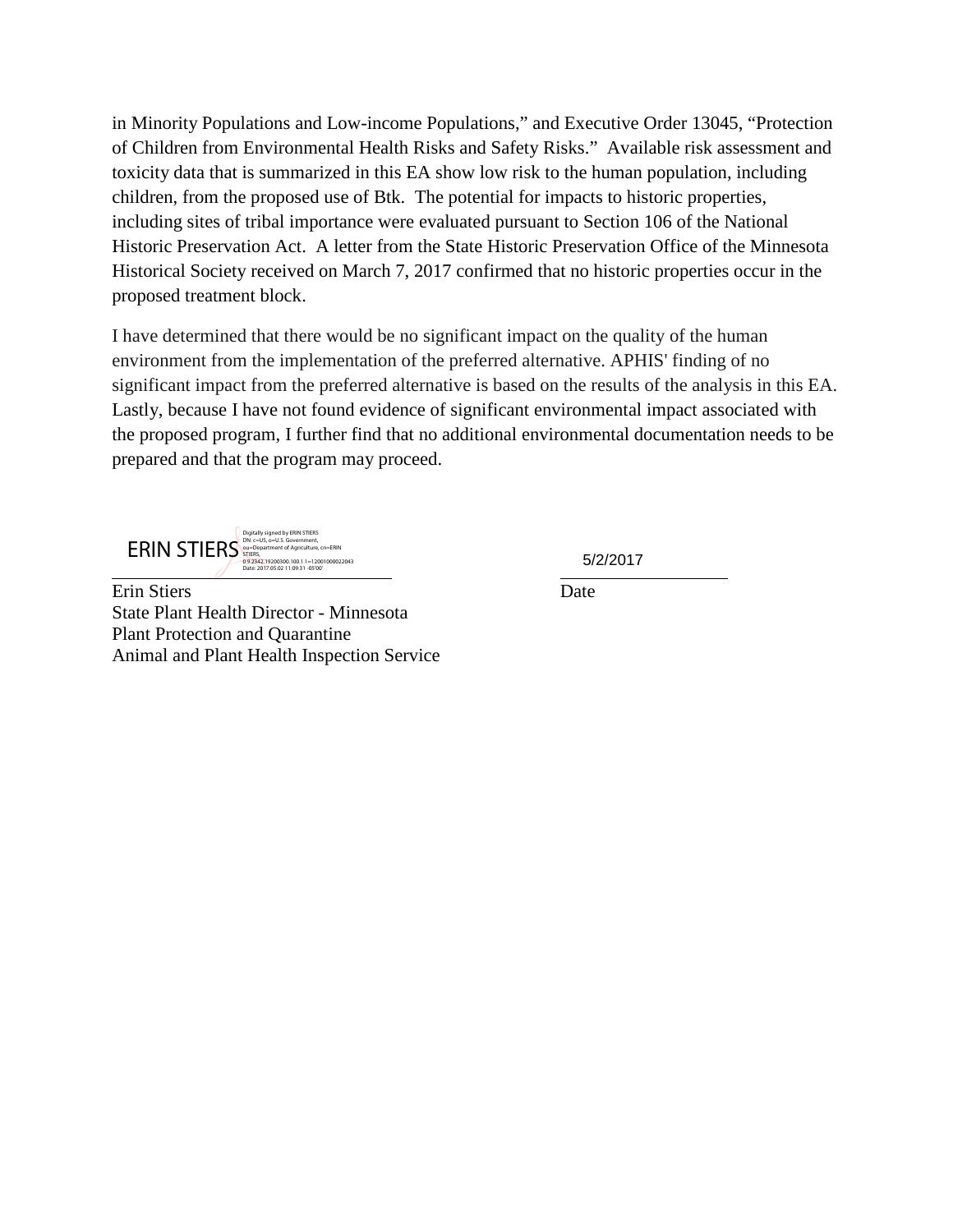in Minority Populations and Low-income Populations," and Executive Order 13045, "Protection of Children from Environmental Health Risks and Safety Risks." Available risk assessment and toxicity data that is summarized in this EA show low risk to the human population, including children, from the proposed use of Btk. The potential for impacts to historic properties, including sites of tribal importance were evaluated pursuant to Section 106 of the National Historic Preservation Act. A letter from the State Historic Preservation Office of the Minnesota Historical Society received on March 7, 2017 confirmed that no historic properties occur in the proposed treatment block.

I have determined that there would be no significant impact on the quality of the human environment from the implementation of the preferred alternative. APHIS' finding of no significant impact from the preferred alternative is based on the results of the analysis in this EA. Lastly, because I have not found evidence of significant environmental impact associated with the proposed program, I further find that no additional environmental documentation needs to be prepared and that the program may proceed.

ERIN STIERS

Digitally signed by ERIN STIERS
DN: c=US, o=U.S. Government, ou=Department of Agriculture, cn=ERIN STIERS, 0.9.2342.19200300.100.1.1=12001000022043
Date: 2017.05.02 11:09:31 -05'00'

5/2/2017

Erin Stiers
State Plant Health Director - Minnesota
Plant Protection and Quarantine
Animal and Plant Health Inspection Service

Date